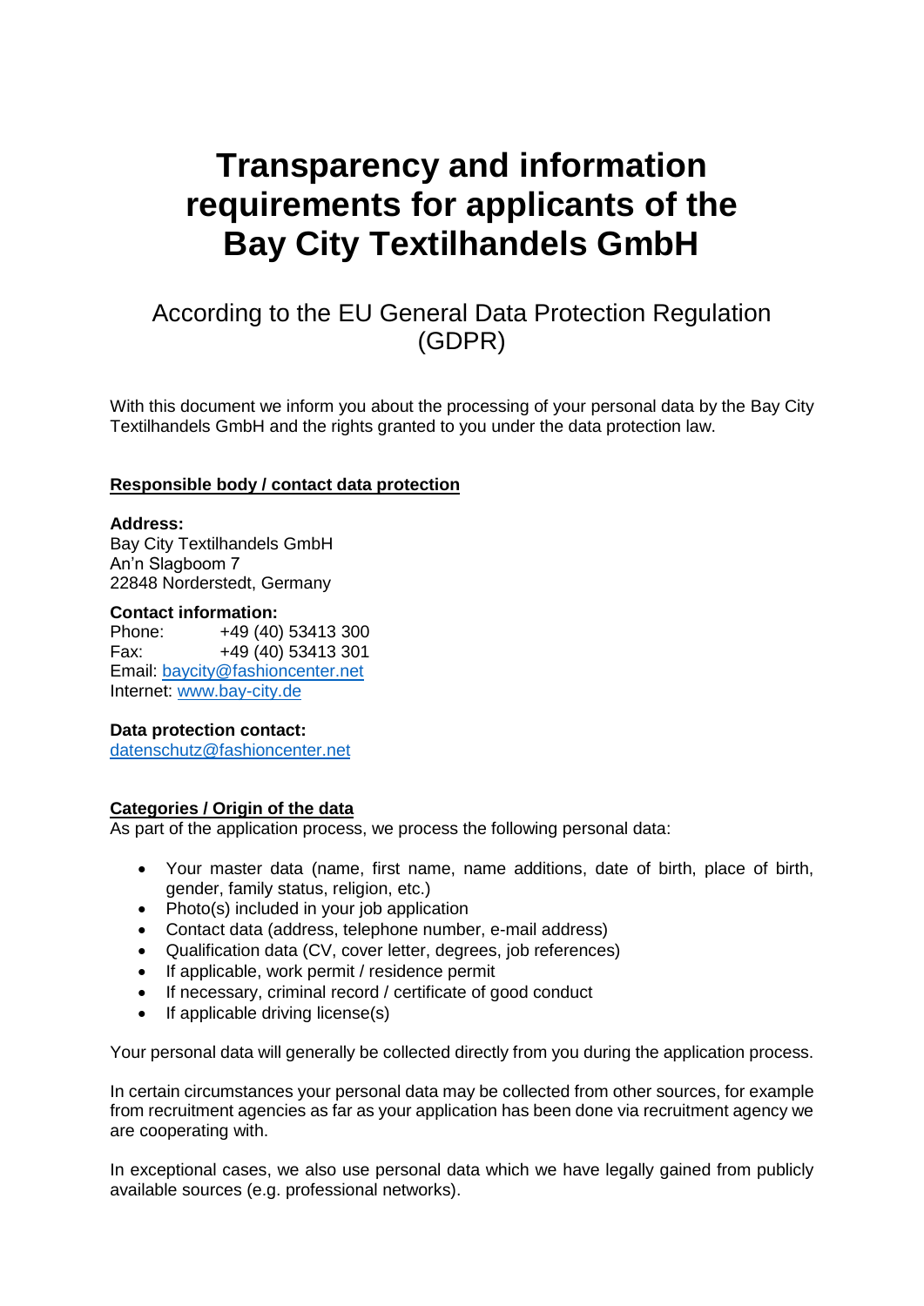# Transparency and information requirements for applicants of the Bay City Textilhandels GmbH

## According to the EU General Data Protection Regulation (GDPR)

With this document we inform you about the processing of your personal data by the Bay City Textilhandels GmbH and the rights granted to you under the data protection law.

### Responsible body / contact data protection

**Address:**
Bay City Textilhandels GmbH
An'n Slagboom 7
22848 Norderstedt, Germany

**Contact information:**
Phone: +49 (40) 53413 300
Fax: +49 (40) 53413 301
Email: baycity@fashioncenter.net
Internet: www.bay-city.de

**Data protection contact:**
datenschutz@fashioncenter.net

### Categories / Origin of the data

As part of the application process, we process the following personal data:

- Your master data (name, first name, name additions, date of birth, place of birth, gender, family status, religion, etc.)
- Photo(s) included in your job application
- Contact data (address, telephone number, e-mail address)
- Qualification data (CV, cover letter, degrees, job references)
- If applicable, work permit / residence permit
- If necessary, criminal record / certificate of good conduct
- If applicable driving license(s)

Your personal data will generally be collected directly from you during the application process.

In certain circumstances your personal data may be collected from other sources, for example from recruitment agencies as far as your application has been done via recruitment agency we are cooperating with.

In exceptional cases, we also use personal data which we have legally gained from publicly available sources (e.g. professional networks).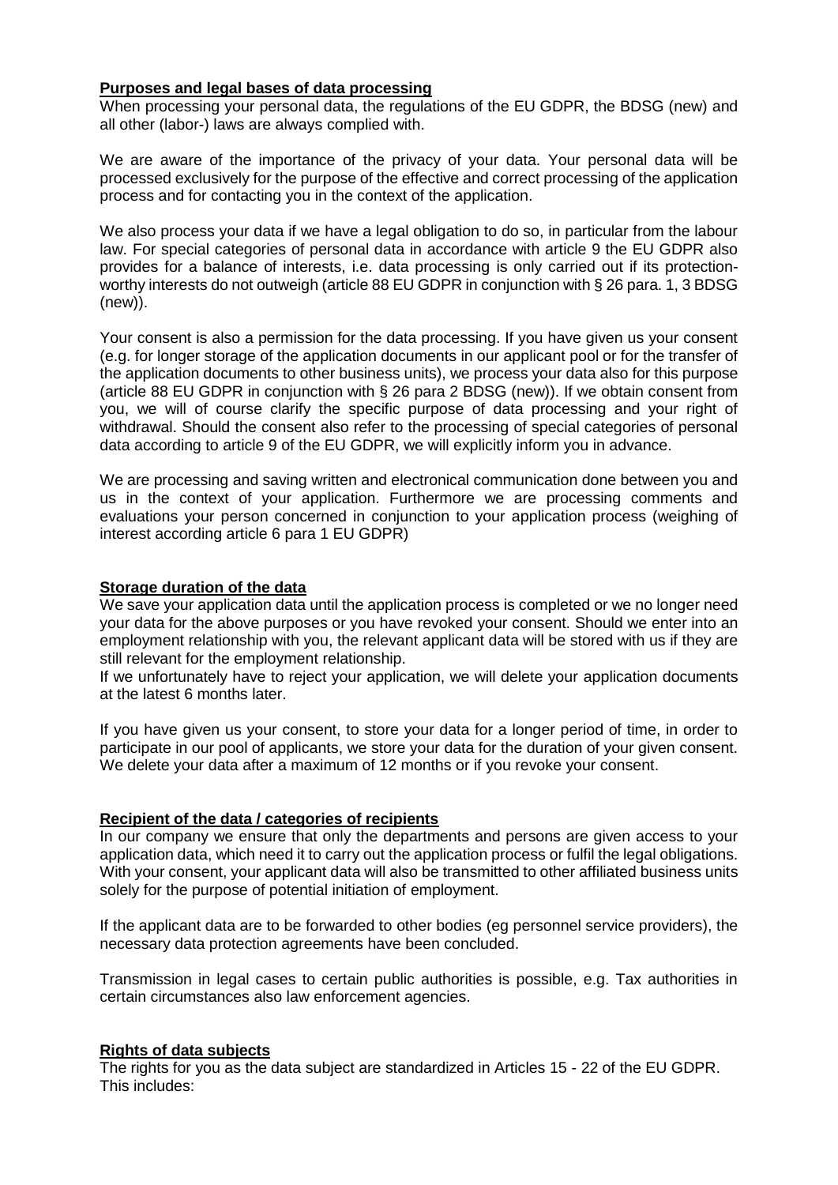**Purposes and legal bases of data processing**

When processing your personal data, the regulations of the EU GDPR, the BDSG (new) and all other (labor-) laws are always complied with.

We are aware of the importance of the privacy of your data. Your personal data will be processed exclusively for the purpose of the effective and correct processing of the application process and for contacting you in the context of the application.

We also process your data if we have a legal obligation to do so, in particular from the labour law. For special categories of personal data in accordance with article 9 the EU GDPR also provides for a balance of interests, i.e. data processing is only carried out if its protection-worthy interests do not outweigh (article 88 EU GDPR in conjunction with § 26 para. 1, 3 BDSG (new)).

Your consent is also a permission for the data processing. If you have given us your consent (e.g. for longer storage of the application documents in our applicant pool or for the transfer of the application documents to other business units), we process your data also for this purpose (article 88 EU GDPR in conjunction with § 26 para 2 BDSG (new)). If we obtain consent from you, we will of course clarify the specific purpose of data processing and your right of withdrawal. Should the consent also refer to the processing of special categories of personal data according to article 9 of the EU GDPR, we will explicitly inform you in advance.

We are processing and saving written and electronical communication done between you and us in the context of your application. Furthermore we are processing comments and evaluations your person concerned in conjunction to your application process (weighing of interest according article 6 para 1 EU GDPR)

**Storage duration of the data**

We save your application data until the application process is completed or we no longer need your data for the above purposes or you have revoked your consent. Should we enter into an employment relationship with you, the relevant applicant data will be stored with us if they are still relevant for the employment relationship.

If we unfortunately have to reject your application, we will delete your application documents at the latest 6 months later.

If you have given us your consent, to store your data for a longer period of time, in order to participate in our pool of applicants, we store your data for the duration of your given consent. We delete your data after a maximum of 12 months or if you revoke your consent.

**Recipient of the data / categories of recipients**

In our company we ensure that only the departments and persons are given access to your application data, which need it to carry out the application process or fulfil the legal obligations. With your consent, your applicant data will also be transmitted to other affiliated business units solely for the purpose of potential initiation of employment.

If the applicant data are to be forwarded to other bodies (eg personnel service providers), the necessary data protection agreements have been concluded.

Transmission in legal cases to certain public authorities is possible, e.g. Tax authorities in certain circumstances also law enforcement agencies.

**Rights of data subjects**

The rights for you as the data subject are standardized in Articles 15 - 22 of the EU GDPR. This includes: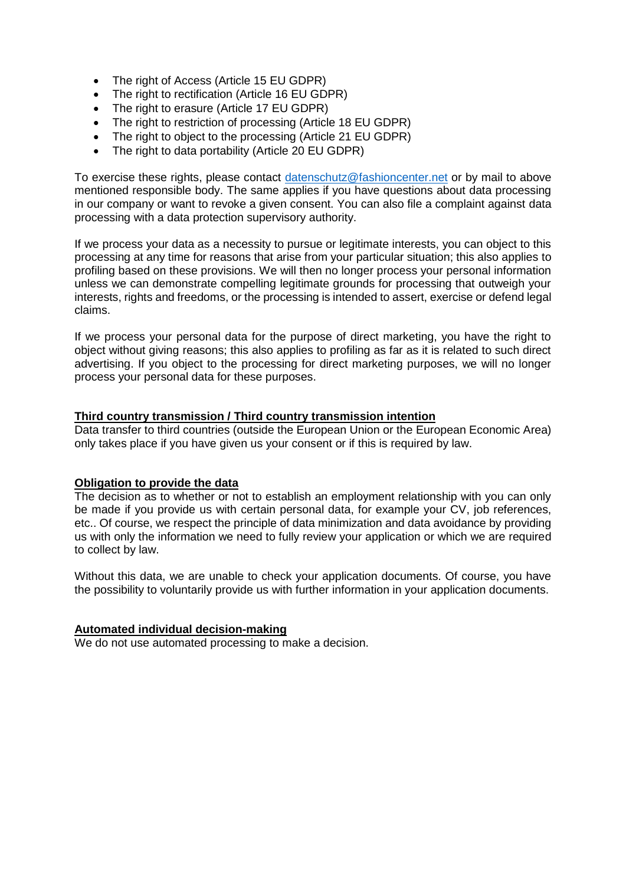- The right of Access (Article 15 EU GDPR)
- The right to rectification (Article 16 EU GDPR)
- The right to erasure (Article 17 EU GDPR)
- The right to restriction of processing (Article 18 EU GDPR)
- The right to object to the processing (Article 21 EU GDPR)
- The right to data portability (Article 20 EU GDPR)

To exercise these rights, please contact datenschutz@fashioncenter.net or by mail to above mentioned responsible body. The same applies if you have questions about data processing in our company or want to revoke a given consent. You can also file a complaint against data processing with a data protection supervisory authority.

If we process your data as a necessity to pursue or legitimate interests, you can object to this processing at any time for reasons that arise from your particular situation; this also applies to profiling based on these provisions. We will then no longer process your personal information unless we can demonstrate compelling legitimate grounds for processing that outweigh your interests, rights and freedoms, or the processing is intended to assert, exercise or defend legal claims.

If we process your personal data for the purpose of direct marketing, you have the right to object without giving reasons; this also applies to profiling as far as it is related to such direct advertising. If you object to the processing for direct marketing purposes, we will no longer process your personal data for these purposes.

**Third country transmission / Third country transmission intention**

Data transfer to third countries (outside the European Union or the European Economic Area) only takes place if you have given us your consent or if this is required by law.

**Obligation to provide the data**

The decision as to whether or not to establish an employment relationship with you can only be made if you provide us with certain personal data, for example your CV, job references, etc.. Of course, we respect the principle of data minimization and data avoidance by providing us with only the information we need to fully review your application or which we are required to collect by law.

Without this data, we are unable to check your application documents. Of course, you have the possibility to voluntarily provide us with further information in your application documents.

**Automated individual decision-making**

We do not use automated processing to make a decision.